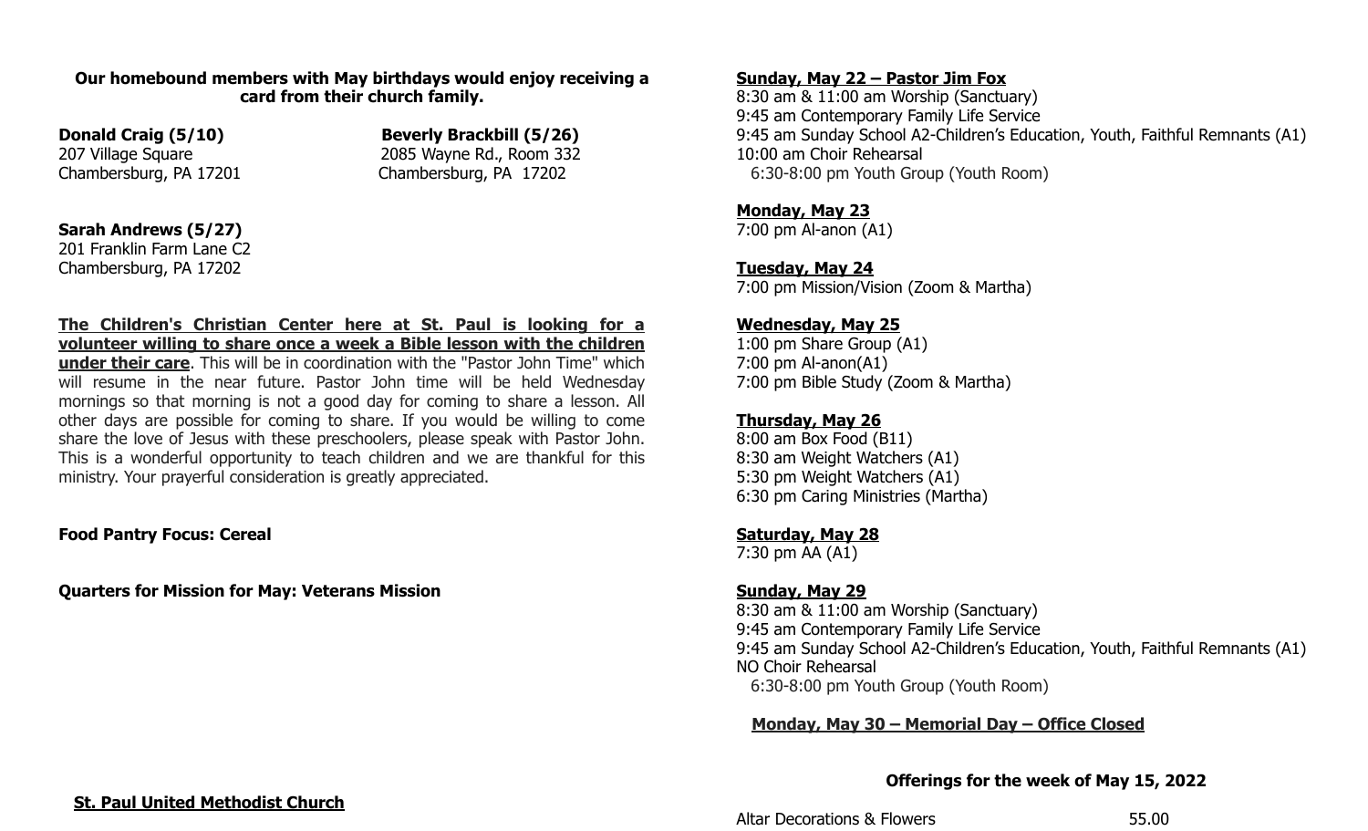**Our homebound members with May birthdays would enjoy receiving a card from their church family.**

**Donald Craig (5/10)**
207 Village Square
Chambersburg, PA 17201

**Beverly Brackbill (5/26)**
2085 Wayne Rd., Room 332
Chambersburg, PA 17202

**Sarah Andrews (5/27)**
201 Franklin Farm Lane C2
Chambersburg, PA 17202

**The Children's Christian Center here at St. Paul is looking for a volunteer willing to share once a week a Bible lesson with the children under their care**. This will be in coordination with the "Pastor John Time" which will resume in the near future. Pastor John time will be held Wednesday mornings so that morning is not a good day for coming to share a lesson. All other days are possible for coming to share. If you would be willing to come share the love of Jesus with these preschoolers, please speak with Pastor John. This is a wonderful opportunity to teach children and we are thankful for this ministry. Your prayerful consideration is greatly appreciated.

**Food Pantry Focus: Cereal**

**Quarters for Mission for May: Veterans Mission**

**St. Paul United Methodist Church**

**Sunday, May 22 – Pastor Jim Fox**
8:30 am & 11:00 am Worship (Sanctuary)
9:45 am Contemporary Family Life Service
9:45 am Sunday School A2-Children's Education, Youth, Faithful Remnants (A1)
10:00 am Choir Rehearsal
6:30-8:00 pm Youth Group (Youth Room)

**Monday, May 23**
7:00 pm Al-anon (A1)

**Tuesday, May 24**
7:00 pm Mission/Vision (Zoom & Martha)

**Wednesday, May 25**
1:00 pm Share Group (A1)
7:00 pm Al-anon(A1)
7:00 pm Bible Study (Zoom & Martha)

**Thursday, May 26**
8:00 am Box Food (B11)
8:30 am Weight Watchers (A1)
5:30 pm Weight Watchers (A1)
6:30 pm Caring Ministries (Martha)

**Saturday, May 28**
7:30 pm AA (A1)

**Sunday, May 29**
8:30 am & 11:00 am Worship (Sanctuary)
9:45 am Contemporary Family Life Service
9:45 am Sunday School A2-Children's Education, Youth, Faithful Remnants (A1)
NO Choir Rehearsal
6:30-8:00 pm Youth Group (Youth Room)

**Monday, May 30 – Memorial Day – Office Closed**

**Offerings for the week of May 15, 2022**

| | |
|---|---|
| Altar Decorations & Flowers | 55.00 |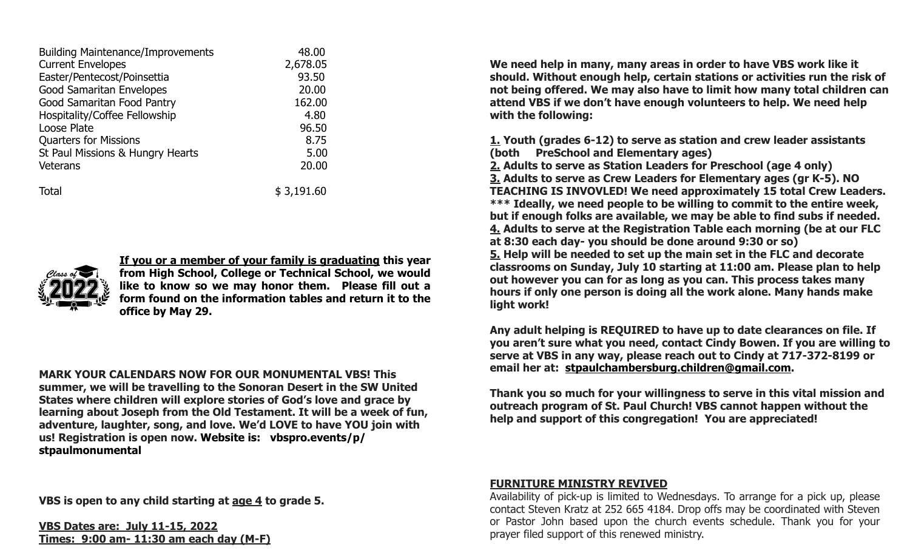| | |
|---|---|
| Building Maintenance/Improvements | 48.00 |
| Current Envelopes | 2,678.05 |
| Easter/Pentecost/Poinsettia | 93.50 |
| Good Samaritan Envelopes | 20.00 |
| Good Samaritan Food Pantry | 162.00 |
| Hospitality/Coffee Fellowship | 4.80 |
| Loose Plate | 96.50 |
| Quarters for Missions | 8.75 |
| St Paul Missions & Hungry Hearts | 5.00 |
| Veterans | 20.00 |
| Total | $ 3,191.60 |

**If you or a member of your family is graduating this year from High School, College or Technical School, we would like to know so we may honor them. Please fill out a form found on the information tables and return it to the office by May 29.**

**MARK YOUR CALENDARS NOW FOR OUR MONUMENTAL VBS! This summer, we will be travelling to the Sonoran Desert in the SW United States where children will explore stories of God's love and grace by learning about Joseph from the Old Testament. It will be a week of fun, adventure, laughter, song, and love. We'd LOVE to have YOU join with us! Registration is open now. Website is: vbspro.events/p/stpaulmonumental**

**VBS is open to any child starting at age 4 to grade 5.**

**VBS Dates are: July 11-15, 2022**
**Times: 9:00 am- 11:30 am each day (M-F)**

**We need help in many, many areas in order to have VBS work like it should. Without enough help, certain stations or activities run the risk of not being offered. We may also have to limit how many total children can attend VBS if we don't have enough volunteers to help. We need help with the following:**

**1. Youth (grades 6-12) to serve as station and crew leader assistants (both PreSchool and Elementary ages)**
**2. Adults to serve as Station Leaders for Preschool (age 4 only)**
**3. Adults to serve as Crew Leaders for Elementary ages (gr K-5). NO TEACHING IS INVOVLED! We need approximately 15 total Crew Leaders. \*\*\* Ideally, we need people to be willing to commit to the entire week, but if enough folks are available, we may be able to find subs if needed.**
**4. Adults to serve at the Registration Table each morning (be at our FLC at 8:30 each day- you should be done around 9:30 or so)**
**5. Help will be needed to set up the main set in the FLC and decorate classrooms on Sunday, July 10 starting at 11:00 am. Please plan to help out however you can for as long as you can. This process takes many hours if only one person is doing all the work alone. Many hands make light work!**

**Any adult helping is REQUIRED to have up to date clearances on file. If you aren't sure what you need, contact Cindy Bowen. If you are willing to serve at VBS in any way, please reach out to Cindy at 717-372-8199 or email her at: stpaulchambersburg.children@gmail.com.**

**Thank you so much for your willingness to serve in this vital mission and outreach program of St. Paul Church! VBS cannot happen without the help and support of this congregation! You are appreciated!**

**FURNITURE MINISTRY REVIVED**

Availability of pick-up is limited to Wednesdays. To arrange for a pick up, please contact Steven Kratz at 252 665 4184. Drop offs may be coordinated with Steven or Pastor John based upon the church events schedule. Thank you for your prayer filed support of this renewed ministry.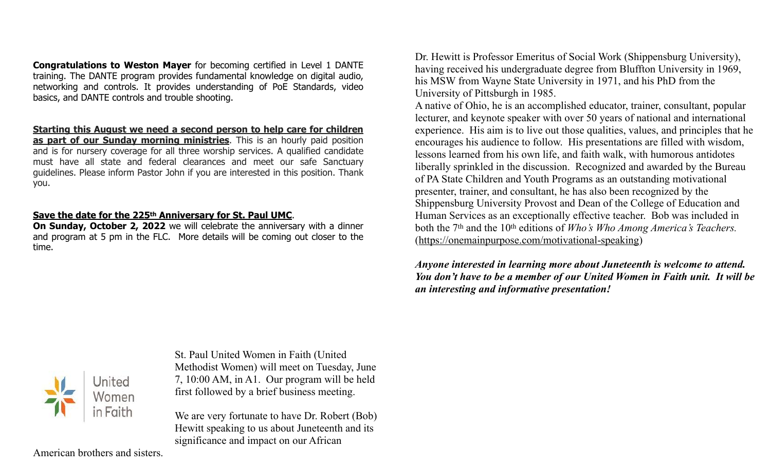**Congratulations to Weston Mayer** for becoming certified in Level 1 DANTE training. The DANTE program provides fundamental knowledge on digital audio, networking and controls. It provides understanding of PoE Standards, video basics, and DANTE controls and trouble shooting.

**Starting this August we need a second person to help care for children as part of our Sunday morning ministries**. This is an hourly paid position and is for nursery coverage for all three worship services. A qualified candidate must have all state and federal clearances and meet our safe Sanctuary guidelines. Please inform Pastor John if you are interested in this position. Thank you.

**Save the date for the 225th Anniversary for St. Paul UMC**.
**On Sunday, October 2, 2022** we will celebrate the anniversary with a dinner and program at 5 pm in the FLC. More details will be coming out closer to the time.

United Women in Faith

St. Paul United Women in Faith (United Methodist Women) will meet on Tuesday, June 7, 10:00 AM, in A1. Our program will be held first followed by a brief business meeting.

We are very fortunate to have Dr. Robert (Bob) Hewitt speaking to us about Juneteenth and its significance and impact on our African American brothers and sisters.

Dr. Hewitt is Professor Emeritus of Social Work (Shippensburg University), having received his undergraduate degree from Bluffton University in 1969, his MSW from Wayne State University in 1971, and his PhD from the University of Pittsburgh in 1985.
A native of Ohio, he is an accomplished educator, trainer, consultant, popular lecturer, and keynote speaker with over 50 years of national and international experience. His aim is to live out those qualities, values, and principles that he encourages his audience to follow. His presentations are filled with wisdom, lessons learned from his own life, and faith walk, with humorous antidotes liberally sprinkled in the discussion. Recognized and awarded by the Bureau of PA State Children and Youth Programs as an outstanding motivational presenter, trainer, and consultant, he has also been recognized by the Shippensburg University Provost and Dean of the College of Education and Human Services as an exceptionally effective teacher. Bob was included in both the 7th and the 10th editions of *Who's Who Among America's Teachers.* (https://onemainpurpose.com/motivational-speaking)

***Anyone interested in learning more about Juneteenth is welcome to attend. You don't have to be a member of our United Women in Faith unit. It will be an interesting and informative presentation!***